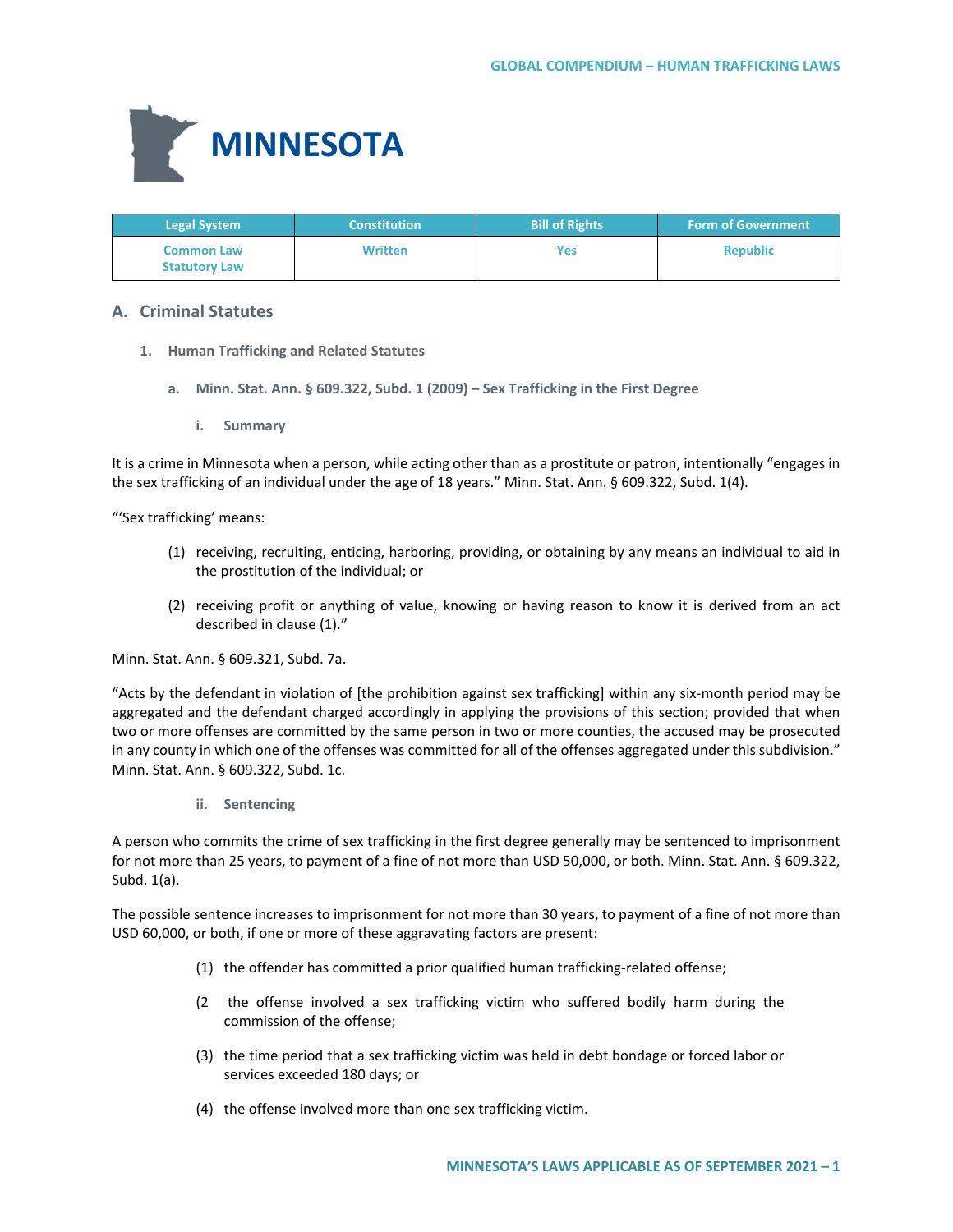# MINNESOTA

| Legal System | Constitution | Bill of Rights | Form of Government |
|---|---|---|---|
| Common Law<br>Statutory Law | Written | Yes | Republic |

## A. Criminal Statutes

### 1. Human Trafficking and Related Statutes

#### a. Minn. Stat. Ann. § 609.322, Subd. 1 (2009) – Sex Trafficking in the First Degree

##### i. Summary

It is a crime in Minnesota when a person, while acting other than as a prostitute or patron, intentionally "engages in the sex trafficking of an individual under the age of 18 years." Minn. Stat. Ann. § 609.322, Subd. 1(4).

"'Sex trafficking' means:

(1) receiving, recruiting, enticing, harboring, providing, or obtaining by any means an individual to aid in the prostitution of the individual; or

(2) receiving profit or anything of value, knowing or having reason to know it is derived from an act described in clause (1)."

Minn. Stat. Ann. § 609.321, Subd. 7a.

"Acts by the defendant in violation of [the prohibition against sex trafficking] within any six-month period may be aggregated and the defendant charged accordingly in applying the provisions of this section; provided that when two or more offenses are committed by the same person in two or more counties, the accused may be prosecuted in any county in which one of the offenses was committed for all of the offenses aggregated under this subdivision." Minn. Stat. Ann. § 609.322, Subd. 1c.

##### ii. Sentencing

A person who commits the crime of sex trafficking in the first degree generally may be sentenced to imprisonment for not more than 25 years, to payment of a fine of not more than USD 50,000, or both. Minn. Stat. Ann. § 609.322, Subd. 1(a).

The possible sentence increases to imprisonment for not more than 30 years, to payment of a fine of not more than USD 60,000, or both, if one or more of these aggravating factors are present:

(1) the offender has committed a prior qualified human trafficking-related offense;

(2 the offense involved a sex trafficking victim who suffered bodily harm during the commission of the offense;

(3) the time period that a sex trafficking victim was held in debt bondage or forced labor or services exceeded 180 days; or

(4) the offense involved more than one sex trafficking victim.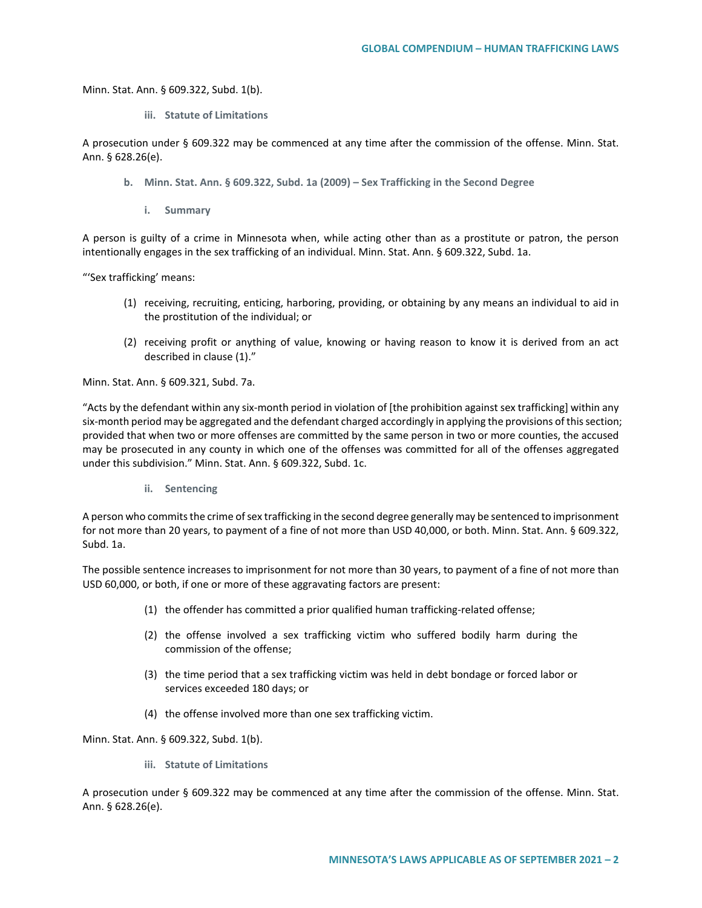Minn. Stat. Ann. § 609.322, Subd. 1(b).

#### iii. Statute of Limitations

A prosecution under § 609.322 may be commenced at any time after the commission of the offense. Minn. Stat. Ann. § 628.26(e).

### b. Minn. Stat. Ann. § 609.322, Subd. 1a (2009) – Sex Trafficking in the Second Degree

#### i. Summary

A person is guilty of a crime in Minnesota when, while acting other than as a prostitute or patron, the person intentionally engages in the sex trafficking of an individual. Minn. Stat. Ann. § 609.322, Subd. 1a.

"'Sex trafficking' means:

(1) receiving, recruiting, enticing, harboring, providing, or obtaining by any means an individual to aid in the prostitution of the individual; or

(2) receiving profit or anything of value, knowing or having reason to know it is derived from an act described in clause (1)."

Minn. Stat. Ann. § 609.321, Subd. 7a.

"Acts by the defendant within any six-month period in violation of [the prohibition against sex trafficking] within any six-month period may be aggregated and the defendant charged accordingly in applying the provisions of this section; provided that when two or more offenses are committed by the same person in two or more counties, the accused may be prosecuted in any county in which one of the offenses was committed for all of the offenses aggregated under this subdivision." Minn. Stat. Ann. § 609.322, Subd. 1c.

#### ii. Sentencing

A person who commits the crime of sex trafficking in the second degree generally may be sentenced to imprisonment for not more than 20 years, to payment of a fine of not more than USD 40,000, or both. Minn. Stat. Ann. § 609.322, Subd. 1a.

The possible sentence increases to imprisonment for not more than 30 years, to payment of a fine of not more than USD 60,000, or both, if one or more of these aggravating factors are present:

(1) the offender has committed a prior qualified human trafficking-related offense;

(2) the offense involved a sex trafficking victim who suffered bodily harm during the commission of the offense;

(3) the time period that a sex trafficking victim was held in debt bondage or forced labor or services exceeded 180 days; or

(4) the offense involved more than one sex trafficking victim.

Minn. Stat. Ann. § 609.322, Subd. 1(b).

#### iii. Statute of Limitations

A prosecution under § 609.322 may be commenced at any time after the commission of the offense. Minn. Stat. Ann. § 628.26(e).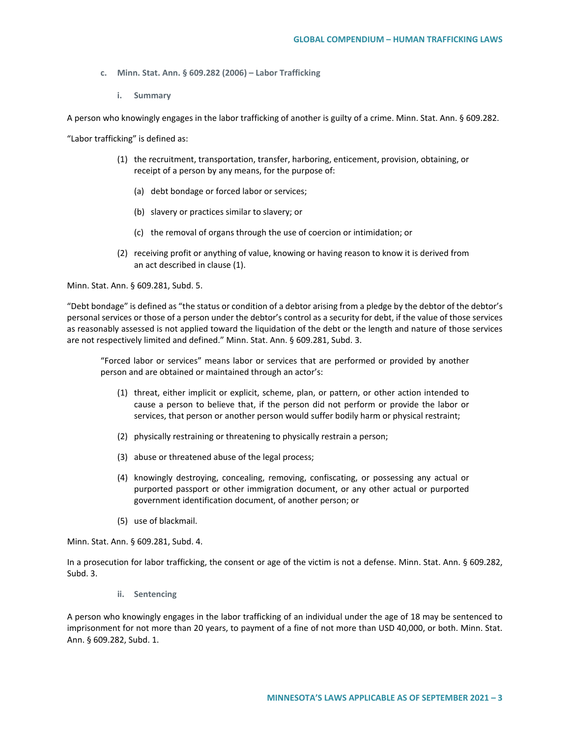### c. Minn. Stat. Ann. § 609.282 (2006) – Labor Trafficking

#### i. Summary

A person who knowingly engages in the labor trafficking of another is guilty of a crime. Minn. Stat. Ann. § 609.282.

"Labor trafficking" is defined as:

> (1) the recruitment, transportation, transfer, harboring, enticement, provision, obtaining, or receipt of a person by any means, for the purpose of:
>
> > (a) debt bondage or forced labor or services;
> >
> > (b) slavery or practices similar to slavery; or
> >
> > (c) the removal of organs through the use of coercion or intimidation; or
>
> (2) receiving profit or anything of value, knowing or having reason to know it is derived from an act described in clause (1).

Minn. Stat. Ann. § 609.281, Subd. 5.

"Debt bondage" is defined as "the status or condition of a debtor arising from a pledge by the debtor of the debtor's personal services or those of a person under the debtor's control as a security for debt, if the value of those services as reasonably assessed is not applied toward the liquidation of the debt or the length and nature of those services are not respectively limited and defined." Minn. Stat. Ann. § 609.281, Subd. 3.

> "Forced labor or services" means labor or services that are performed or provided by another person and are obtained or maintained through an actor's:
>
> (1) threat, either implicit or explicit, scheme, plan, or pattern, or other action intended to cause a person to believe that, if the person did not perform or provide the labor or services, that person or another person would suffer bodily harm or physical restraint;
>
> (2) physically restraining or threatening to physically restrain a person;
>
> (3) abuse or threatened abuse of the legal process;
>
> (4) knowingly destroying, concealing, removing, confiscating, or possessing any actual or purported passport or other immigration document, or any other actual or purported government identification document, of another person; or
>
> (5) use of blackmail.

Minn. Stat. Ann. § 609.281, Subd. 4.

In a prosecution for labor trafficking, the consent or age of the victim is not a defense. Minn. Stat. Ann. § 609.282, Subd. 3.

#### ii. Sentencing

A person who knowingly engages in the labor trafficking of an individual under the age of 18 may be sentenced to imprisonment for not more than 20 years, to payment of a fine of not more than USD 40,000, or both. Minn. Stat. Ann. § 609.282, Subd. 1.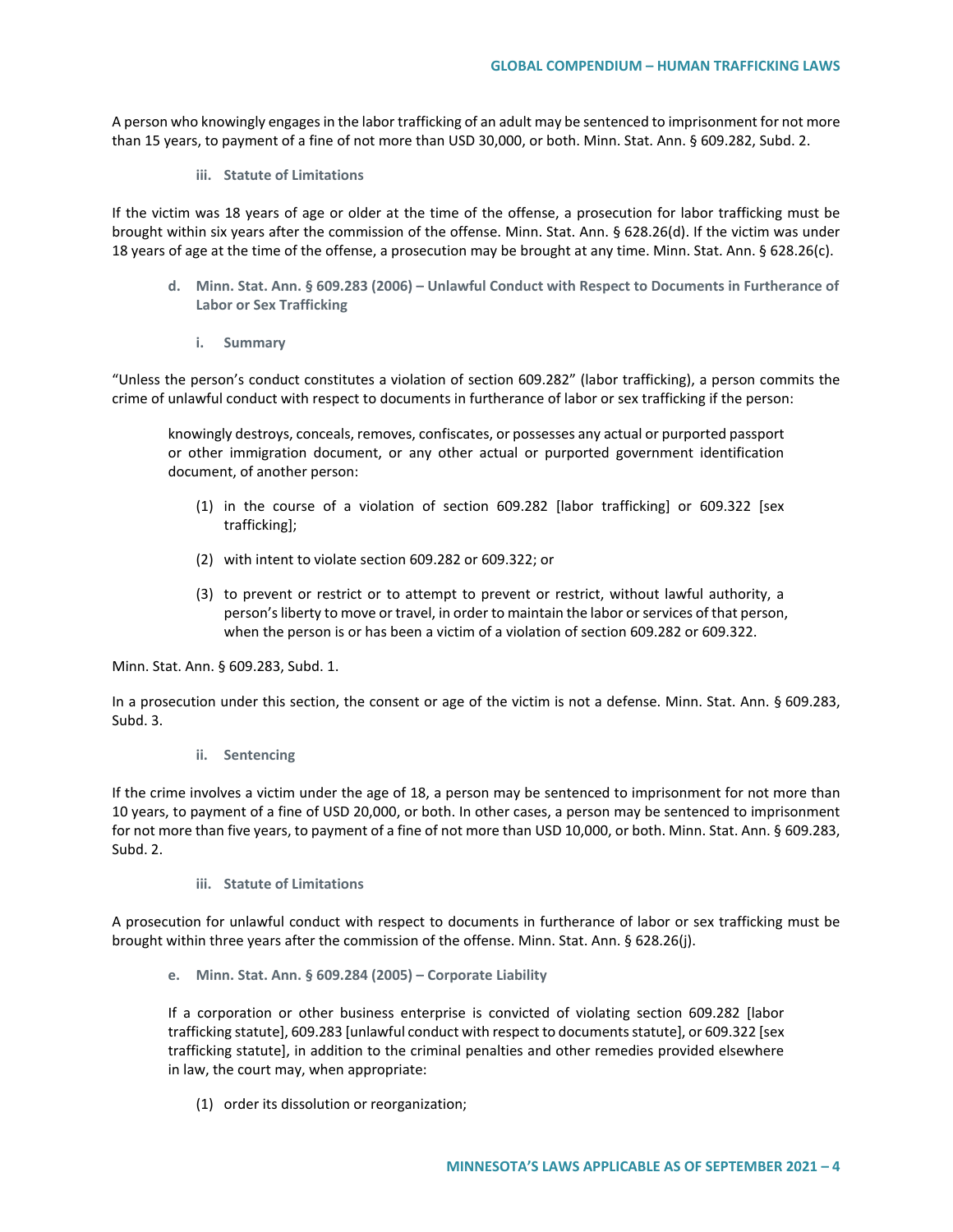A person who knowingly engages in the labor trafficking of an adult may be sentenced to imprisonment for not more than 15 years, to payment of a fine of not more than USD 30,000, or both. Minn. Stat. Ann. § 609.282, Subd. 2.

#### iii. Statute of Limitations

If the victim was 18 years of age or older at the time of the offense, a prosecution for labor trafficking must be brought within six years after the commission of the offense. Minn. Stat. Ann. § 628.26(d). If the victim was under 18 years of age at the time of the offense, a prosecution may be brought at any time. Minn. Stat. Ann. § 628.26(c).

### d. Minn. Stat. Ann. § 609.283 (2006) – Unlawful Conduct with Respect to Documents in Furtherance of Labor or Sex Trafficking

#### i. Summary

"Unless the person's conduct constitutes a violation of section 609.282" (labor trafficking), a person commits the crime of unlawful conduct with respect to documents in furtherance of labor or sex trafficking if the person:

> knowingly destroys, conceals, removes, confiscates, or possesses any actual or purported passport or other immigration document, or any other actual or purported government identification document, of another person:
>
> (1) in the course of a violation of section 609.282 [labor trafficking] or 609.322 [sex trafficking];
>
> (2) with intent to violate section 609.282 or 609.322; or
>
> (3) to prevent or restrict or to attempt to prevent or restrict, without lawful authority, a person's liberty to move or travel, in order to maintain the labor or services of that person, when the person is or has been a victim of a violation of section 609.282 or 609.322.

Minn. Stat. Ann. § 609.283, Subd. 1.

In a prosecution under this section, the consent or age of the victim is not a defense. Minn. Stat. Ann. § 609.283, Subd. 3.

#### ii. Sentencing

If the crime involves a victim under the age of 18, a person may be sentenced to imprisonment for not more than 10 years, to payment of a fine of USD 20,000, or both. In other cases, a person may be sentenced to imprisonment for not more than five years, to payment of a fine of not more than USD 10,000, or both. Minn. Stat. Ann. § 609.283, Subd. 2.

#### iii. Statute of Limitations

A prosecution for unlawful conduct with respect to documents in furtherance of labor or sex trafficking must be brought within three years after the commission of the offense. Minn. Stat. Ann. § 628.26(j).

### e. Minn. Stat. Ann. § 609.284 (2005) – Corporate Liability

> If a corporation or other business enterprise is convicted of violating section 609.282 [labor trafficking statute], 609.283 [unlawful conduct with respect to documents statute], or 609.322 [sex trafficking statute], in addition to the criminal penalties and other remedies provided elsewhere in law, the court may, when appropriate:
>
> (1) order its dissolution or reorganization;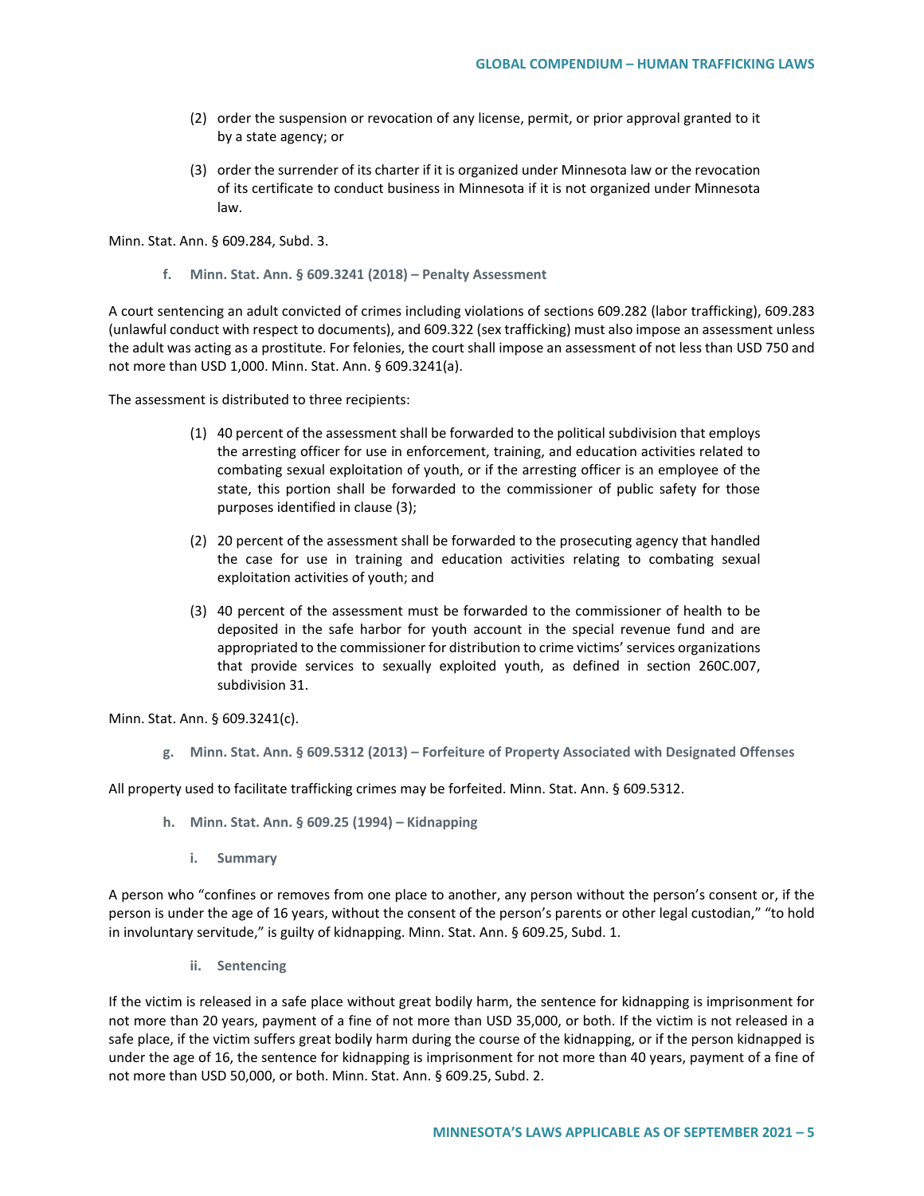(2) order the suspension or revocation of any license, permit, or prior approval granted to it by a state agency; or

(3) order the surrender of its charter if it is organized under Minnesota law or the revocation of its certificate to conduct business in Minnesota if it is not organized under Minnesota law.

Minn. Stat. Ann. § 609.284, Subd. 3.

#### f. Minn. Stat. Ann. § 609.3241 (2018) – Penalty Assessment

A court sentencing an adult convicted of crimes including violations of sections 609.282 (labor trafficking), 609.283 (unlawful conduct with respect to documents), and 609.322 (sex trafficking) must also impose an assessment unless the adult was acting as a prostitute. For felonies, the court shall impose an assessment of not less than USD 750 and not more than USD 1,000. Minn. Stat. Ann. § 609.3241(a).

The assessment is distributed to three recipients:

(1) 40 percent of the assessment shall be forwarded to the political subdivision that employs the arresting officer for use in enforcement, training, and education activities related to combating sexual exploitation of youth, or if the arresting officer is an employee of the state, this portion shall be forwarded to the commissioner of public safety for those purposes identified in clause (3);

(2) 20 percent of the assessment shall be forwarded to the prosecuting agency that handled the case for use in training and education activities relating to combating sexual exploitation activities of youth; and

(3) 40 percent of the assessment must be forwarded to the commissioner of health to be deposited in the safe harbor for youth account in the special revenue fund and are appropriated to the commissioner for distribution to crime victims' services organizations that provide services to sexually exploited youth, as defined in section 260C.007, subdivision 31.

Minn. Stat. Ann. § 609.3241(c).

#### g. Minn. Stat. Ann. § 609.5312 (2013) – Forfeiture of Property Associated with Designated Offenses

All property used to facilitate trafficking crimes may be forfeited. Minn. Stat. Ann. § 609.5312.

#### h. Minn. Stat. Ann. § 609.25 (1994) – Kidnapping

##### i. Summary

A person who "confines or removes from one place to another, any person without the person's consent or, if the person is under the age of 16 years, without the consent of the person's parents or other legal custodian," "to hold in involuntary servitude," is guilty of kidnapping. Minn. Stat. Ann. § 609.25, Subd. 1.

##### ii. Sentencing

If the victim is released in a safe place without great bodily harm, the sentence for kidnapping is imprisonment for not more than 20 years, payment of a fine of not more than USD 35,000, or both. If the victim is not released in a safe place, if the victim suffers great bodily harm during the course of the kidnapping, or if the person kidnapped is under the age of 16, the sentence for kidnapping is imprisonment for not more than 40 years, payment of a fine of not more than USD 50,000, or both. Minn. Stat. Ann. § 609.25, Subd. 2.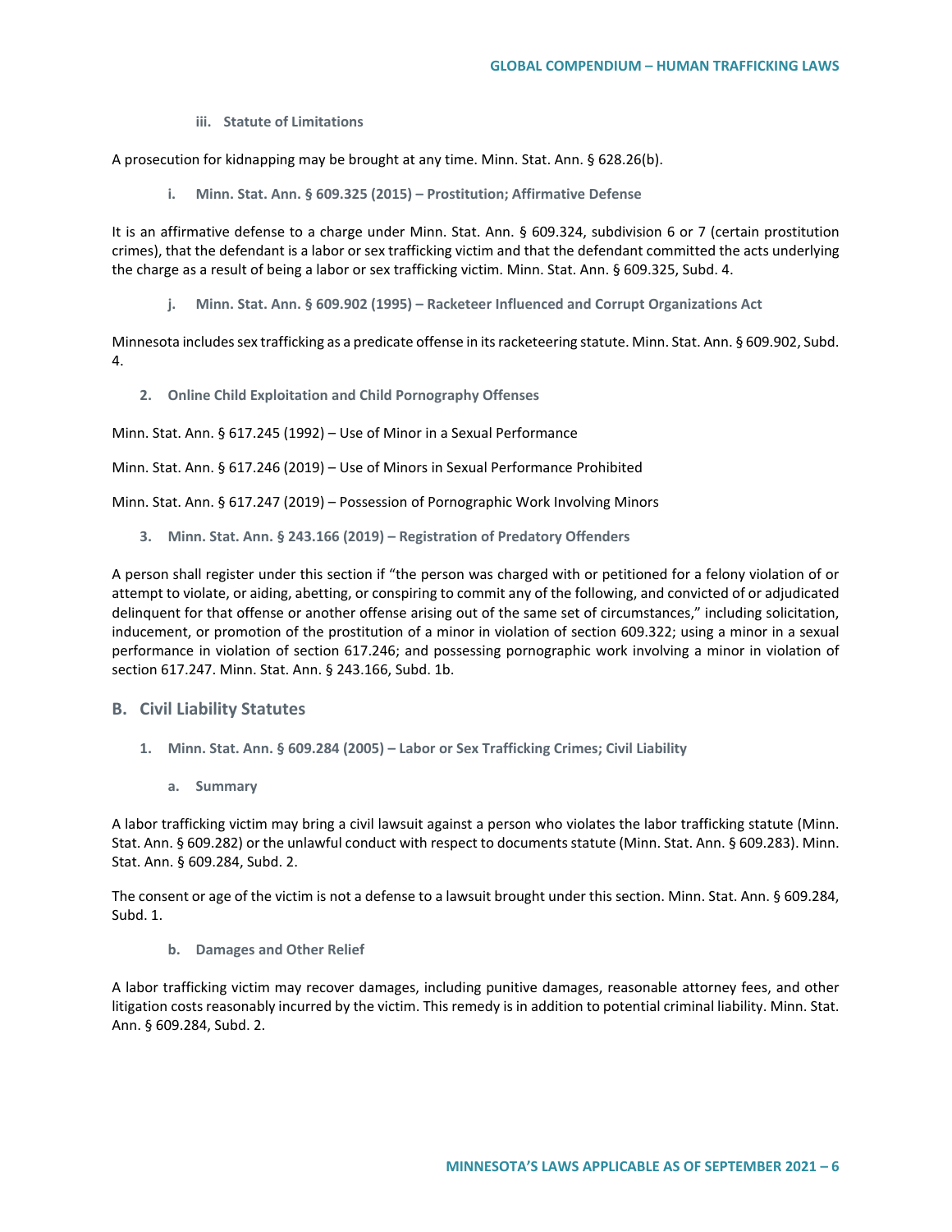#### iii. Statute of Limitations

A prosecution for kidnapping may be brought at any time. Minn. Stat. Ann. § 628.26(b).

### i. Minn. Stat. Ann. § 609.325 (2015) – Prostitution; Affirmative Defense

It is an affirmative defense to a charge under Minn. Stat. Ann. § 609.324, subdivision 6 or 7 (certain prostitution crimes), that the defendant is a labor or sex trafficking victim and that the defendant committed the acts underlying the charge as a result of being a labor or sex trafficking victim. Minn. Stat. Ann. § 609.325, Subd. 4.

### j. Minn. Stat. Ann. § 609.902 (1995) – Racketeer Influenced and Corrupt Organizations Act

Minnesota includes sex trafficking as a predicate offense in its racketeering statute. Minn. Stat. Ann. § 609.902, Subd. 4.

## 2. Online Child Exploitation and Child Pornography Offenses

Minn. Stat. Ann. § 617.245 (1992) – Use of Minor in a Sexual Performance

Minn. Stat. Ann. § 617.246 (2019) – Use of Minors in Sexual Performance Prohibited

Minn. Stat. Ann. § 617.247 (2019) – Possession of Pornographic Work Involving Minors

## 3. Minn. Stat. Ann. § 243.166 (2019) – Registration of Predatory Offenders

A person shall register under this section if "the person was charged with or petitioned for a felony violation of or attempt to violate, or aiding, abetting, or conspiring to commit any of the following, and convicted of or adjudicated delinquent for that offense or another offense arising out of the same set of circumstances," including solicitation, inducement, or promotion of the prostitution of a minor in violation of section 609.322; using a minor in a sexual performance in violation of section 617.246; and possessing pornographic work involving a minor in violation of section 617.247. Minn. Stat. Ann. § 243.166, Subd. 1b.

# B. Civil Liability Statutes

## 1. Minn. Stat. Ann. § 609.284 (2005) – Labor or Sex Trafficking Crimes; Civil Liability

### a. Summary

A labor trafficking victim may bring a civil lawsuit against a person who violates the labor trafficking statute (Minn. Stat. Ann. § 609.282) or the unlawful conduct with respect to documents statute (Minn. Stat. Ann. § 609.283). Minn. Stat. Ann. § 609.284, Subd. 2.

The consent or age of the victim is not a defense to a lawsuit brought under this section. Minn. Stat. Ann. § 609.284, Subd. 1.

### b. Damages and Other Relief

A labor trafficking victim may recover damages, including punitive damages, reasonable attorney fees, and other litigation costs reasonably incurred by the victim. This remedy is in addition to potential criminal liability. Minn. Stat. Ann. § 609.284, Subd. 2.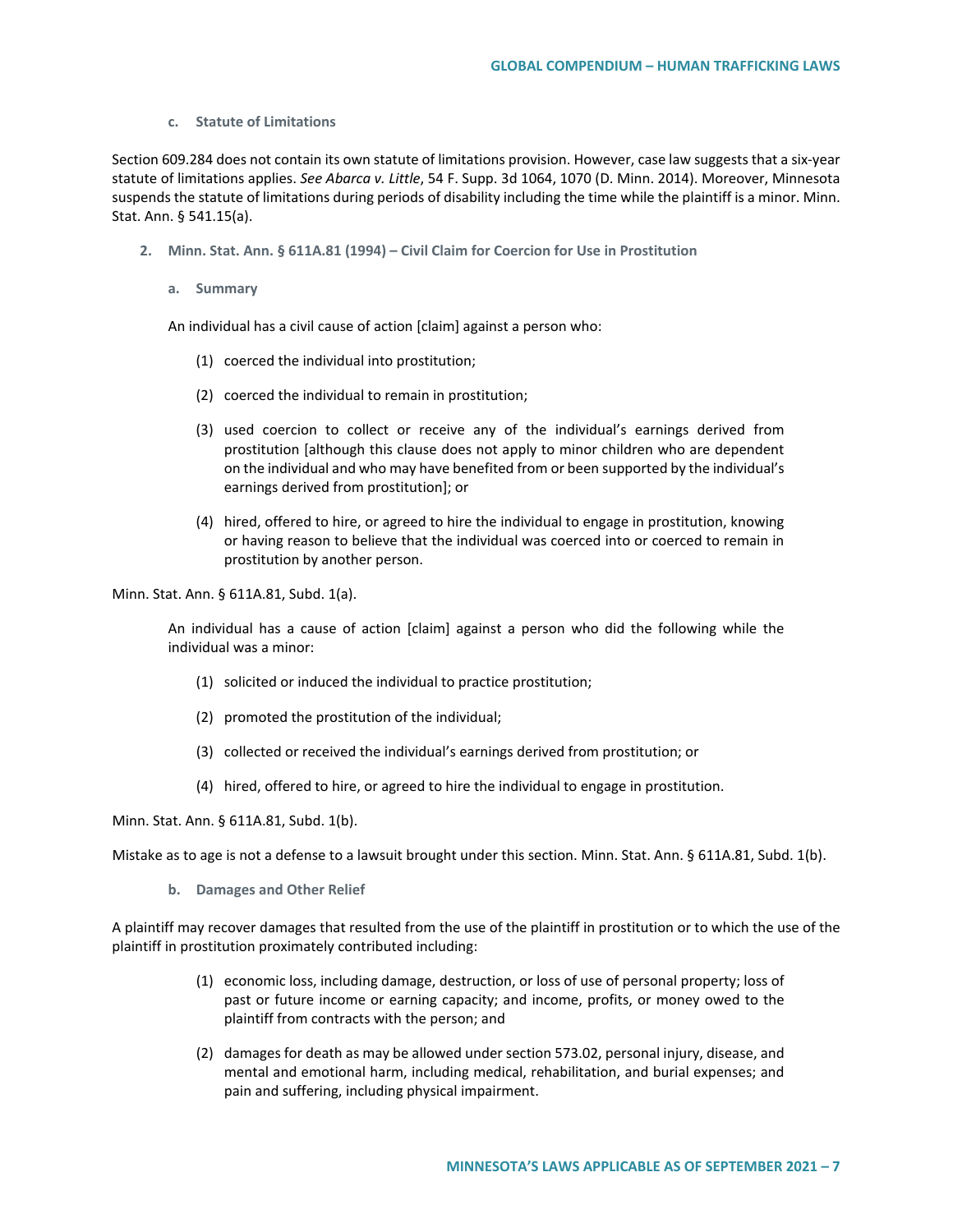#### c. Statute of Limitations

Section 609.284 does not contain its own statute of limitations provision. However, case law suggests that a six-year statute of limitations applies. *See Abarca v. Little*, 54 F. Supp. 3d 1064, 1070 (D. Minn. 2014). Moreover, Minnesota suspends the statute of limitations during periods of disability including the time while the plaintiff is a minor. Minn. Stat. Ann. § 541.15(a).

### 2. Minn. Stat. Ann. § 611A.81 (1994) – Civil Claim for Coercion for Use in Prostitution

#### a. Summary

An individual has a civil cause of action [claim] against a person who:

(1) coerced the individual into prostitution;

(2) coerced the individual to remain in prostitution;

(3) used coercion to collect or receive any of the individual's earnings derived from prostitution [although this clause does not apply to minor children who are dependent on the individual and who may have benefited from or been supported by the individual's earnings derived from prostitution]; or

(4) hired, offered to hire, or agreed to hire the individual to engage in prostitution, knowing or having reason to believe that the individual was coerced into or coerced to remain in prostitution by another person.

Minn. Stat. Ann. § 611A.81, Subd. 1(a).

An individual has a cause of action [claim] against a person who did the following while the individual was a minor:

(1) solicited or induced the individual to practice prostitution;

(2) promoted the prostitution of the individual;

(3) collected or received the individual's earnings derived from prostitution; or

(4) hired, offered to hire, or agreed to hire the individual to engage in prostitution.

Minn. Stat. Ann. § 611A.81, Subd. 1(b).

Mistake as to age is not a defense to a lawsuit brought under this section. Minn. Stat. Ann. § 611A.81, Subd. 1(b).

#### b. Damages and Other Relief

A plaintiff may recover damages that resulted from the use of the plaintiff in prostitution or to which the use of the plaintiff in prostitution proximately contributed including:

(1) economic loss, including damage, destruction, or loss of use of personal property; loss of past or future income or earning capacity; and income, profits, or money owed to the plaintiff from contracts with the person; and

(2) damages for death as may be allowed under section 573.02, personal injury, disease, and mental and emotional harm, including medical, rehabilitation, and burial expenses; and pain and suffering, including physical impairment.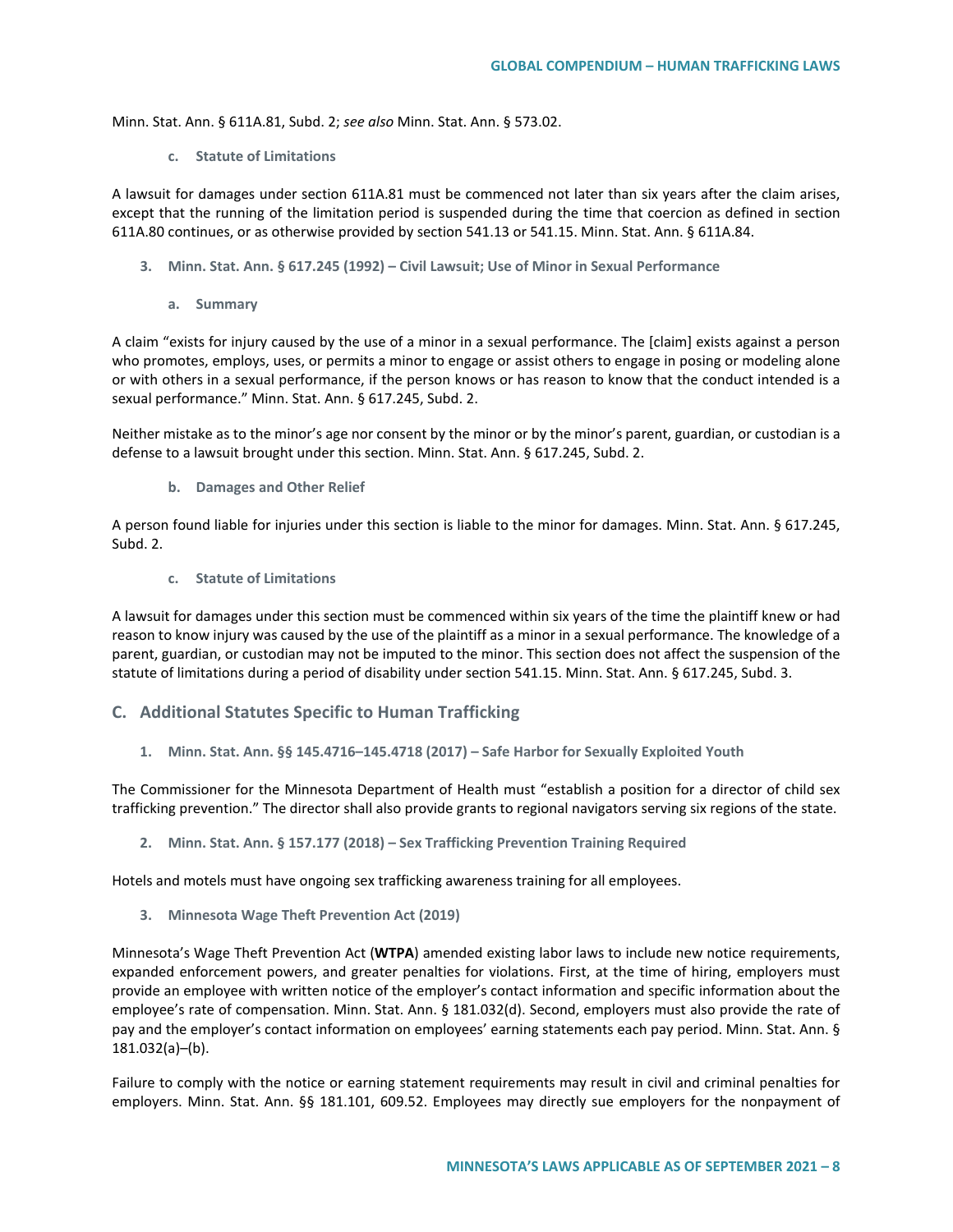Minn. Stat. Ann. § 611A.81, Subd. 2; *see also* Minn. Stat. Ann. § 573.02.

#### c. Statute of Limitations

A lawsuit for damages under section 611A.81 must be commenced not later than six years after the claim arises, except that the running of the limitation period is suspended during the time that coercion as defined in section 611A.80 continues, or as otherwise provided by section 541.13 or 541.15. Minn. Stat. Ann. § 611A.84.

### 3. Minn. Stat. Ann. § 617.245 (1992) – Civil Lawsuit; Use of Minor in Sexual Performance

#### a. Summary

A claim "exists for injury caused by the use of a minor in a sexual performance. The [claim] exists against a person who promotes, employs, uses, or permits a minor to engage or assist others to engage in posing or modeling alone or with others in a sexual performance, if the person knows or has reason to know that the conduct intended is a sexual performance." Minn. Stat. Ann. § 617.245, Subd. 2.

Neither mistake as to the minor's age nor consent by the minor or by the minor's parent, guardian, or custodian is a defense to a lawsuit brought under this section. Minn. Stat. Ann. § 617.245, Subd. 2.

#### b. Damages and Other Relief

A person found liable for injuries under this section is liable to the minor for damages. Minn. Stat. Ann. § 617.245, Subd. 2.

#### c. Statute of Limitations

A lawsuit for damages under this section must be commenced within six years of the time the plaintiff knew or had reason to know injury was caused by the use of the plaintiff as a minor in a sexual performance. The knowledge of a parent, guardian, or custodian may not be imputed to the minor. This section does not affect the suspension of the statute of limitations during a period of disability under section 541.15. Minn. Stat. Ann. § 617.245, Subd. 3.

## C. Additional Statutes Specific to Human Trafficking

### 1. Minn. Stat. Ann. §§ 145.4716–145.4718 (2017) – Safe Harbor for Sexually Exploited Youth

The Commissioner for the Minnesota Department of Health must "establish a position for a director of child sex trafficking prevention." The director shall also provide grants to regional navigators serving six regions of the state.

### 2. Minn. Stat. Ann. § 157.177 (2018) – Sex Trafficking Prevention Training Required

Hotels and motels must have ongoing sex trafficking awareness training for all employees.

### 3. Minnesota Wage Theft Prevention Act (2019)

Minnesota's Wage Theft Prevention Act (**WTPA**) amended existing labor laws to include new notice requirements, expanded enforcement powers, and greater penalties for violations. First, at the time of hiring, employers must provide an employee with written notice of the employer's contact information and specific information about the employee's rate of compensation. Minn. Stat. Ann. § 181.032(d). Second, employers must also provide the rate of pay and the employer's contact information on employees' earning statements each pay period. Minn. Stat. Ann. § 181.032(a)–(b).

Failure to comply with the notice or earning statement requirements may result in civil and criminal penalties for employers. Minn. Stat. Ann. §§ 181.101, 609.52. Employees may directly sue employers for the nonpayment of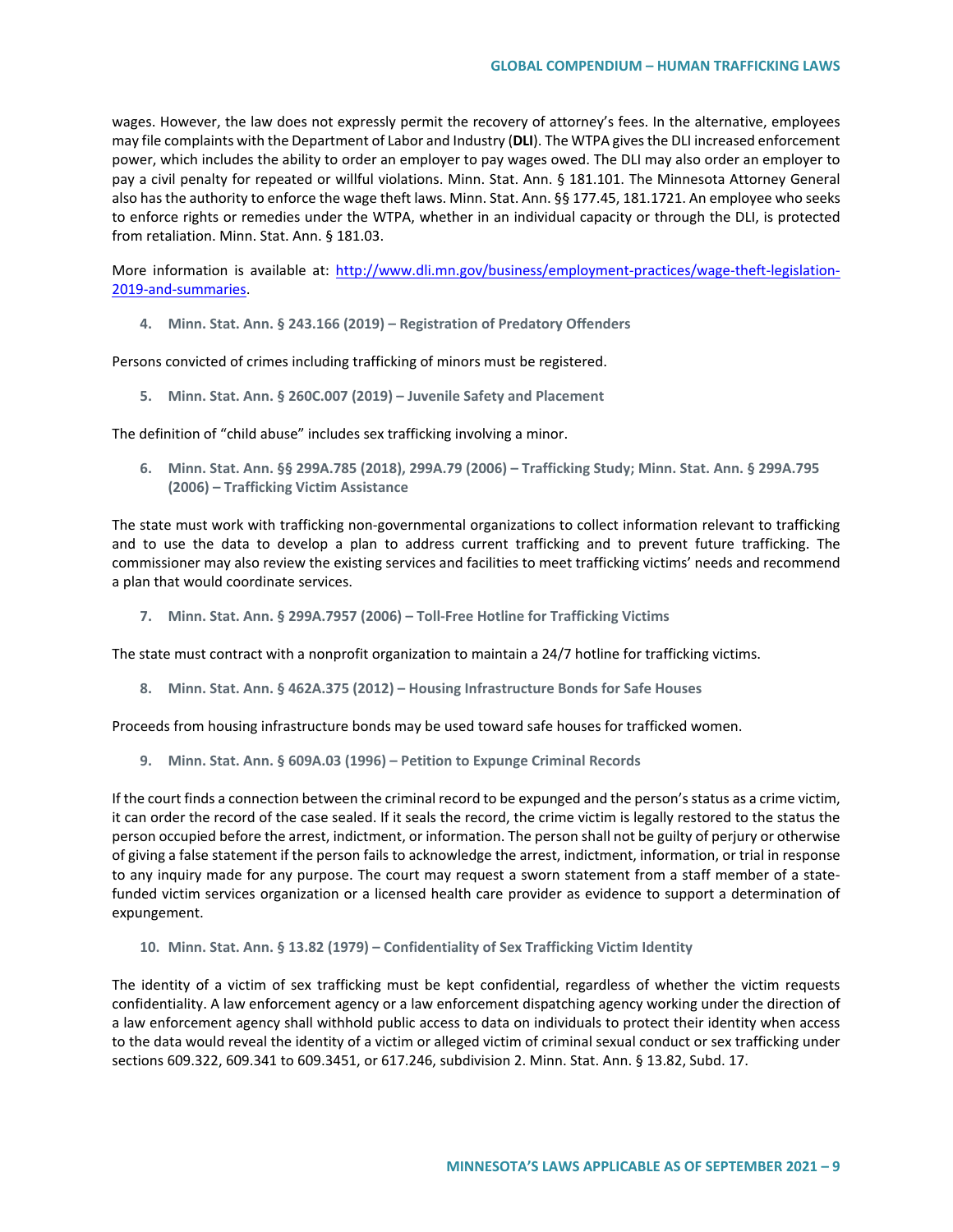wages. However, the law does not expressly permit the recovery of attorney's fees. In the alternative, employees may file complaints with the Department of Labor and Industry (**DLI**). The WTPA gives the DLI increased enforcement power, which includes the ability to order an employer to pay wages owed. The DLI may also order an employer to pay a civil penalty for repeated or willful violations. Minn. Stat. Ann. § 181.101. The Minnesota Attorney General also has the authority to enforce the wage theft laws. Minn. Stat. Ann. §§ 177.45, 181.1721. An employee who seeks to enforce rights or remedies under the WTPA, whether in an individual capacity or through the DLI, is protected from retaliation. Minn. Stat. Ann. § 181.03.

More information is available at: [http://www.dli.mn.gov/business/employment-practices/wage-theft-legislation-2019-and-summaries](http://www.dli.mn.gov/business/employment-practices/wage-theft-legislation-2019-and-summaries).

**4. Minn. Stat. Ann. § 243.166 (2019) – Registration of Predatory Offenders**

Persons convicted of crimes including trafficking of minors must be registered.

**5. Minn. Stat. Ann. § 260C.007 (2019) – Juvenile Safety and Placement**

The definition of "child abuse" includes sex trafficking involving a minor.

**6. Minn. Stat. Ann. §§ 299A.785 (2018), 299A.79 (2006) – Trafficking Study; Minn. Stat. Ann. § 299A.795 (2006) – Trafficking Victim Assistance**

The state must work with trafficking non-governmental organizations to collect information relevant to trafficking and to use the data to develop a plan to address current trafficking and to prevent future trafficking. The commissioner may also review the existing services and facilities to meet trafficking victims' needs and recommend a plan that would coordinate services.

**7. Minn. Stat. Ann. § 299A.7957 (2006) – Toll-Free Hotline for Trafficking Victims**

The state must contract with a nonprofit organization to maintain a 24/7 hotline for trafficking victims.

**8. Minn. Stat. Ann. § 462A.375 (2012) – Housing Infrastructure Bonds for Safe Houses**

Proceeds from housing infrastructure bonds may be used toward safe houses for trafficked women.

**9. Minn. Stat. Ann. § 609A.03 (1996) – Petition to Expunge Criminal Records**

If the court finds a connection between the criminal record to be expunged and the person's status as a crime victim, it can order the record of the case sealed. If it seals the record, the crime victim is legally restored to the status the person occupied before the arrest, indictment, or information. The person shall not be guilty of perjury or otherwise of giving a false statement if the person fails to acknowledge the arrest, indictment, information, or trial in response to any inquiry made for any purpose. The court may request a sworn statement from a staff member of a state-funded victim services organization or a licensed health care provider as evidence to support a determination of expungement.

**10. Minn. Stat. Ann. § 13.82 (1979) – Confidentiality of Sex Trafficking Victim Identity**

The identity of a victim of sex trafficking must be kept confidential, regardless of whether the victim requests confidentiality. A law enforcement agency or a law enforcement dispatching agency working under the direction of a law enforcement agency shall withhold public access to data on individuals to protect their identity when access to the data would reveal the identity of a victim or alleged victim of criminal sexual conduct or sex trafficking under sections 609.322, 609.341 to 609.3451, or 617.246, subdivision 2. Minn. Stat. Ann. § 13.82, Subd. 17.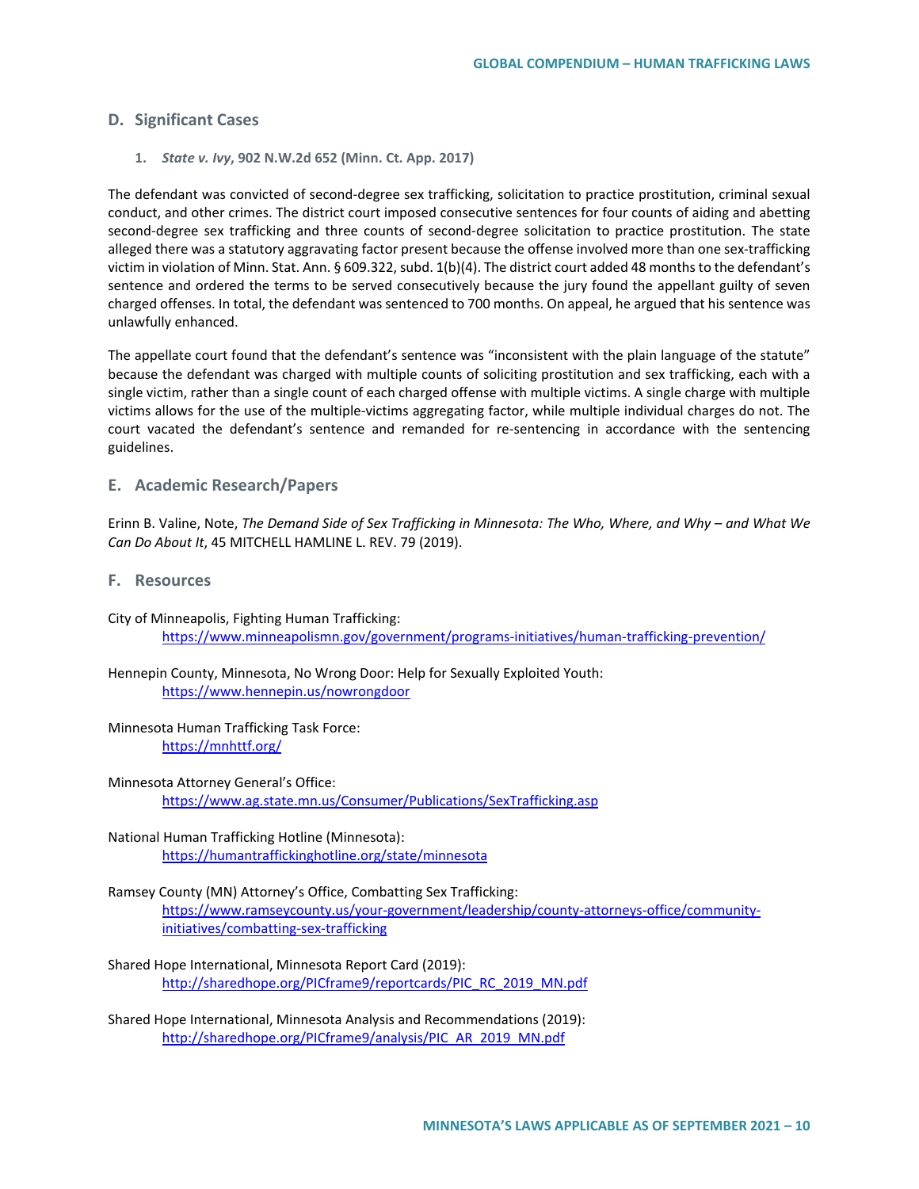## D. Significant Cases

### 1. *State v. Ivy*, 902 N.W.2d 652 (Minn. Ct. App. 2017)

The defendant was convicted of second-degree sex trafficking, solicitation to practice prostitution, criminal sexual conduct, and other crimes. The district court imposed consecutive sentences for four counts of aiding and abetting second-degree sex trafficking and three counts of second-degree solicitation to practice prostitution. The state alleged there was a statutory aggravating factor present because the offense involved more than one sex-trafficking victim in violation of Minn. Stat. Ann. § 609.322, subd. 1(b)(4). The district court added 48 months to the defendant's sentence and ordered the terms to be served consecutively because the jury found the appellant guilty of seven charged offenses. In total, the defendant was sentenced to 700 months. On appeal, he argued that his sentence was unlawfully enhanced.

The appellate court found that the defendant's sentence was "inconsistent with the plain language of the statute" because the defendant was charged with multiple counts of soliciting prostitution and sex trafficking, each with a single victim, rather than a single count of each charged offense with multiple victims. A single charge with multiple victims allows for the use of the multiple-victims aggregating factor, while multiple individual charges do not. The court vacated the defendant's sentence and remanded for re-sentencing in accordance with the sentencing guidelines.

## E. Academic Research/Papers

Erinn B. Valine, Note, *The Demand Side of Sex Trafficking in Minnesota: The Who, Where, and Why – and What We Can Do About It*, 45 MITCHELL HAMLINE L. REV. 79 (2019).

## F. Resources

City of Minneapolis, Fighting Human Trafficking:
https://www.minneapolismn.gov/government/programs-initiatives/human-trafficking-prevention/

Hennepin County, Minnesota, No Wrong Door: Help for Sexually Exploited Youth:
https://www.hennepin.us/nowrongdoor

Minnesota Human Trafficking Task Force:
https://mnhttf.org/

Minnesota Attorney General's Office:
https://www.ag.state.mn.us/Consumer/Publications/SexTrafficking.asp

National Human Trafficking Hotline (Minnesota):
https://humantraffickinghotline.org/state/minnesota

Ramsey County (MN) Attorney's Office, Combatting Sex Trafficking:
https://www.ramseycounty.us/your-government/leadership/county-attorneys-office/community-initiatives/combatting-sex-trafficking

Shared Hope International, Minnesota Report Card (2019):
http://sharedhope.org/PICframe9/reportcards/PIC_RC_2019_MN.pdf

Shared Hope International, Minnesota Analysis and Recommendations (2019):
http://sharedhope.org/PICframe9/analysis/PIC_AR_2019_MN.pdf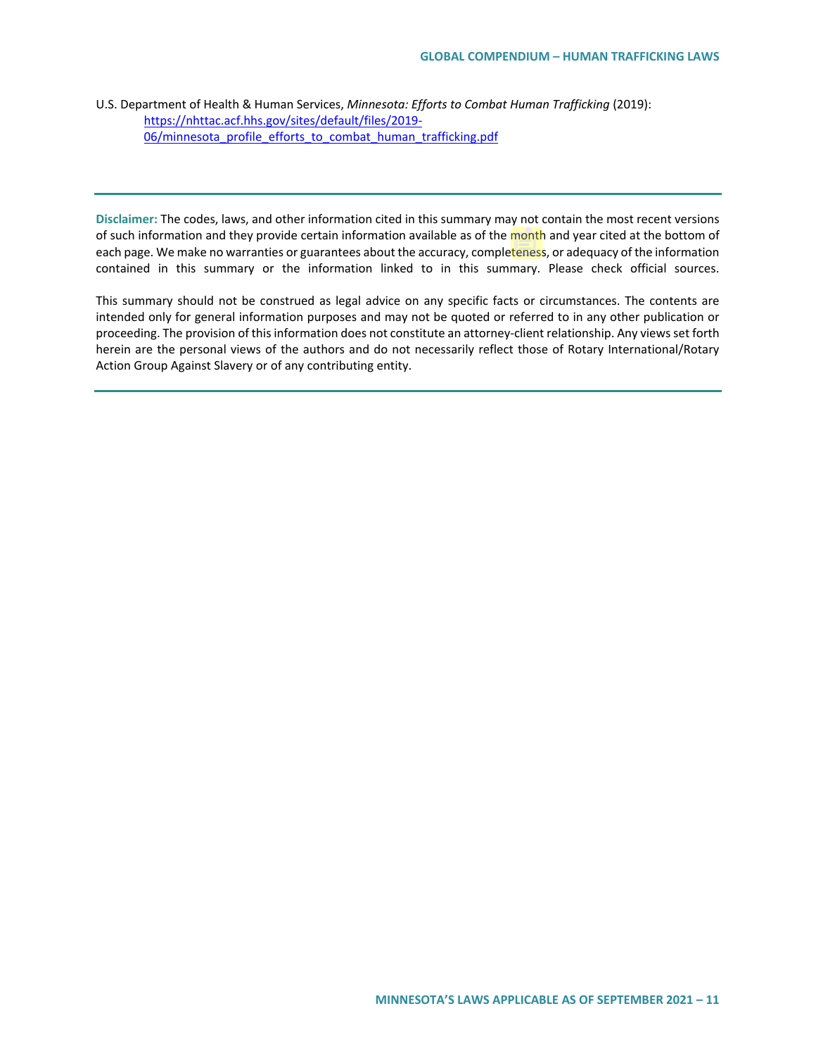U.S. Department of Health & Human Services, *Minnesota: Efforts to Combat Human Trafficking* (2019): [https://nhttac.acf.hhs.gov/sites/default/files/2019-06/minnesota_profile_efforts_to_combat_human_trafficking.pdf](https://nhttac.acf.hhs.gov/sites/default/files/2019-06/minnesota_profile_efforts_to_combat_human_trafficking.pdf)

---

**Disclaimer:** The codes, laws, and other information cited in this summary may not contain the most recent versions of such information and they provide certain information available as of the month and year cited at the bottom of each page. We make no warranties or guarantees about the accuracy, completeness, or adequacy of the information contained in this summary or the information linked to in this summary. Please check official sources.

This summary should not be construed as legal advice on any specific facts or circumstances. The contents are intended only for general information purposes and may not be quoted or referred to in any other publication or proceeding. The provision of this information does not constitute an attorney-client relationship. Any views set forth herein are the personal views of the authors and do not necessarily reflect those of Rotary International/Rotary Action Group Against Slavery or of any contributing entity.

---